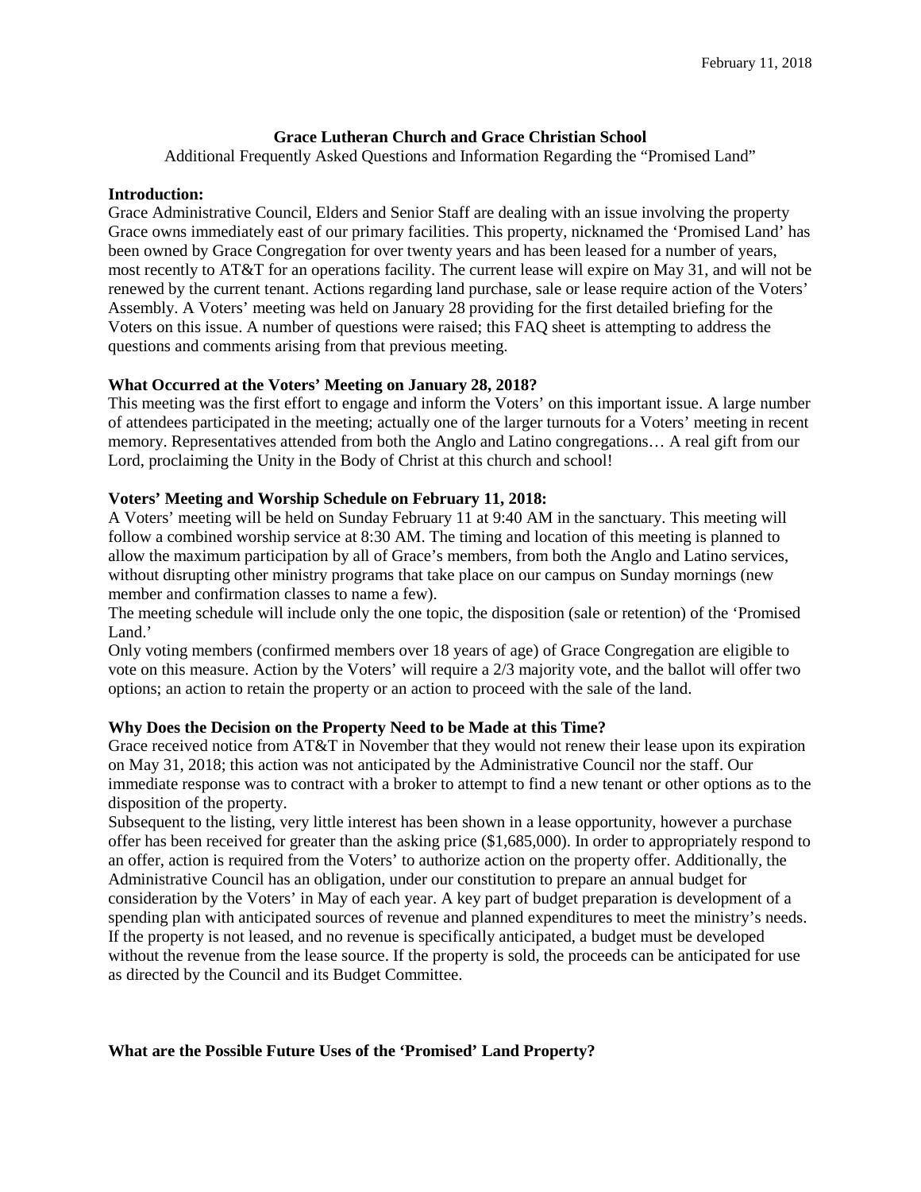February 11, 2018

**Grace Lutheran Church and Grace Christian School**

Additional Frequently Asked Questions and Information Regarding the "Promised Land"

**Introduction:**

Grace Administrative Council, Elders and Senior Staff are dealing with an issue involving the property Grace owns immediately east of our primary facilities. This property, nicknamed the 'Promised Land' has been owned by Grace Congregation for over twenty years and has been leased for a number of years, most recently to AT&T for an operations facility. The current lease will expire on May 31, and will not be renewed by the current tenant. Actions regarding land purchase, sale or lease require action of the Voters' Assembly. A Voters' meeting was held on January 28 providing for the first detailed briefing for the Voters on this issue. A number of questions were raised; this FAQ sheet is attempting to address the questions and comments arising from that previous meeting.

**What Occurred at the Voters' Meeting on January 28, 2018?**

This meeting was the first effort to engage and inform the Voters' on this important issue. A large number of attendees participated in the meeting; actually one of the larger turnouts for a Voters' meeting in recent memory. Representatives attended from both the Anglo and Latino congregations… A real gift from our Lord, proclaiming the Unity in the Body of Christ at this church and school!

**Voters' Meeting and Worship Schedule on February 11, 2018:**

A Voters' meeting will be held on Sunday February 11 at 9:40 AM in the sanctuary. This meeting will follow a combined worship service at 8:30 AM. The timing and location of this meeting is planned to allow the maximum participation by all of Grace's members, from both the Anglo and Latino services, without disrupting other ministry programs that take place on our campus on Sunday mornings (new member and confirmation classes to name a few).

The meeting schedule will include only the one topic, the disposition (sale or retention) of the 'Promised Land.'

Only voting members (confirmed members over 18 years of age) of Grace Congregation are eligible to vote on this measure. Action by the Voters' will require a 2/3 majority vote, and the ballot will offer two options; an action to retain the property or an action to proceed with the sale of the land.

**Why Does the Decision on the Property Need to be Made at this Time?**

Grace received notice from AT&T in November that they would not renew their lease upon its expiration on May 31, 2018; this action was not anticipated by the Administrative Council nor the staff. Our immediate response was to contract with a broker to attempt to find a new tenant or other options as to the disposition of the property.

Subsequent to the listing, very little interest has been shown in a lease opportunity, however a purchase offer has been received for greater than the asking price ($1,685,000). In order to appropriately respond to an offer, action is required from the Voters' to authorize action on the property offer. Additionally, the Administrative Council has an obligation, under our constitution to prepare an annual budget for consideration by the Voters' in May of each year. A key part of budget preparation is development of a spending plan with anticipated sources of revenue and planned expenditures to meet the ministry's needs. If the property is not leased, and no revenue is specifically anticipated, a budget must be developed without the revenue from the lease source. If the property is sold, the proceeds can be anticipated for use as directed by the Council and its Budget Committee.

**What are the Possible Future Uses of the 'Promised' Land Property?**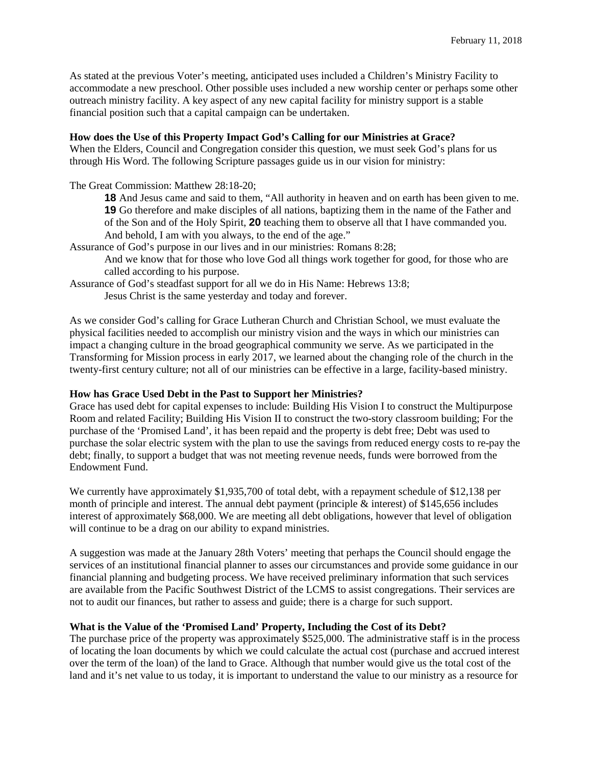As stated at the previous Voter's meeting, anticipated uses included a Children's Ministry Facility to accommodate a new preschool. Other possible uses included a new worship center or perhaps some other outreach ministry facility. A key aspect of any new capital facility for ministry support is a stable financial position such that a capital campaign can be undertaken.

**How does the Use of this Property Impact God's Calling for our Ministries at Grace?**
When the Elders, Council and Congregation consider this question, we must seek God's plans for us through His Word. The following Scripture passages guide us in our vision for ministry:

The Great Commission: Matthew 28:18-20;

> **18** And Jesus came and said to them, "All authority in heaven and on earth has been given to me. **19** Go therefore and make disciples of all nations, baptizing them in the name of the Father and of the Son and of the Holy Spirit, **20** teaching them to observe all that I have commanded you. And behold, I am with you always, to the end of the age."

Assurance of God's purpose in our lives and in our ministries: Romans 8:28;

> And we know that for those who love God all things work together for good, for those who are called according to his purpose.

Assurance of God's steadfast support for all we do in His Name: Hebrews 13:8;

> Jesus Christ is the same yesterday and today and forever.

As we consider God's calling for Grace Lutheran Church and Christian School, we must evaluate the physical facilities needed to accomplish our ministry vision and the ways in which our ministries can impact a changing culture in the broad geographical community we serve. As we participated in the Transforming for Mission process in early 2017, we learned about the changing role of the church in the twenty-first century culture; not all of our ministries can be effective in a large, facility-based ministry.

**How has Grace Used Debt in the Past to Support her Ministries?**
Grace has used debt for capital expenses to include: Building His Vision I to construct the Multipurpose Room and related Facility; Building His Vision II to construct the two-story classroom building; For the purchase of the 'Promised Land', it has been repaid and the property is debt free; Debt was used to purchase the solar electric system with the plan to use the savings from reduced energy costs to re-pay the debt; finally, to support a budget that was not meeting revenue needs, funds were borrowed from the Endowment Fund.

We currently have approximately $1,935,700 of total debt, with a repayment schedule of $12,138 per month of principle and interest. The annual debt payment (principle & interest) of $145,656 includes interest of approximately $68,000. We are meeting all debt obligations, however that level of obligation will continue to be a drag on our ability to expand ministries.

A suggestion was made at the January 28th Voters' meeting that perhaps the Council should engage the services of an institutional financial planner to asses our circumstances and provide some guidance in our financial planning and budgeting process. We have received preliminary information that such services are available from the Pacific Southwest District of the LCMS to assist congregations. Their services are not to audit our finances, but rather to assess and guide; there is a charge for such support.

**What is the Value of the 'Promised Land' Property, Including the Cost of its Debt?**
The purchase price of the property was approximately $525,000. The administrative staff is in the process of locating the loan documents by which we could calculate the actual cost (purchase and accrued interest over the term of the loan) of the land to Grace. Although that number would give us the total cost of the land and it's net value to us today, it is important to understand the value to our ministry as a resource for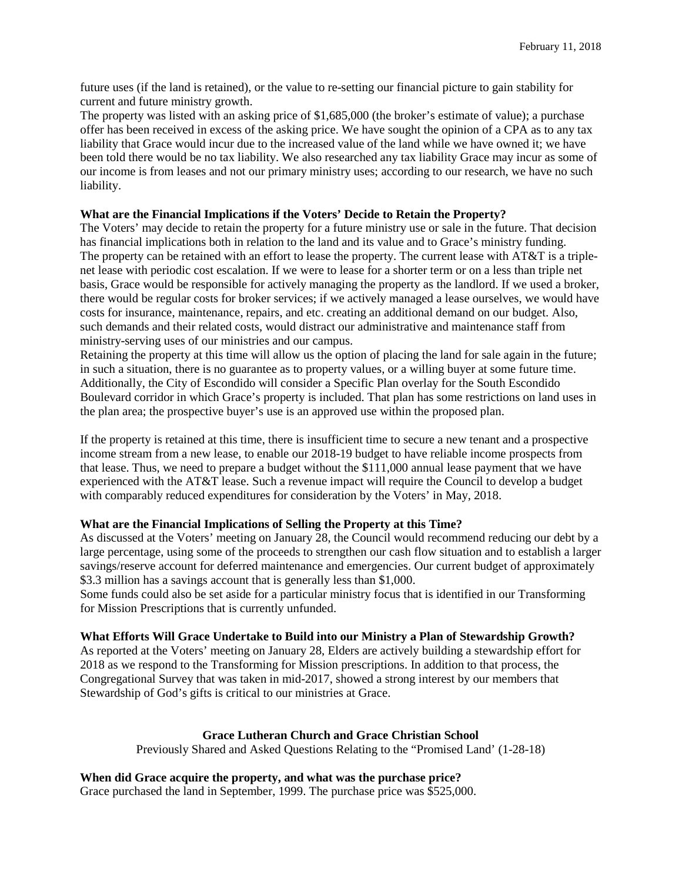future uses (if the land is retained), or the value to re-setting our financial picture to gain stability for current and future ministry growth.

The property was listed with an asking price of $1,685,000 (the broker's estimate of value); a purchase offer has been received in excess of the asking price. We have sought the opinion of a CPA as to any tax liability that Grace would incur due to the increased value of the land while we have owned it; we have been told there would be no tax liability. We also researched any tax liability Grace may incur as some of our income is from leases and not our primary ministry uses; according to our research, we have no such liability.

**What are the Financial Implications if the Voters' Decide to Retain the Property?**

The Voters' may decide to retain the property for a future ministry use or sale in the future. That decision has financial implications both in relation to the land and its value and to Grace's ministry funding.

The property can be retained with an effort to lease the property. The current lease with AT&T is a triple-net lease with periodic cost escalation. If we were to lease for a shorter term or on a less than triple net basis, Grace would be responsible for actively managing the property as the landlord. If we used a broker, there would be regular costs for broker services; if we actively managed a lease ourselves, we would have costs for insurance, maintenance, repairs, and etc. creating an additional demand on our budget. Also, such demands and their related costs, would distract our administrative and maintenance staff from ministry-serving uses of our ministries and our campus.

Retaining the property at this time will allow us the option of placing the land for sale again in the future; in such a situation, there is no guarantee as to property values, or a willing buyer at some future time. Additionally, the City of Escondido will consider a Specific Plan overlay for the South Escondido Boulevard corridor in which Grace's property is included. That plan has some restrictions on land uses in the plan area; the prospective buyer's use is an approved use within the proposed plan.

If the property is retained at this time, there is insufficient time to secure a new tenant and a prospective income stream from a new lease, to enable our 2018-19 budget to have reliable income prospects from that lease. Thus, we need to prepare a budget without the $111,000 annual lease payment that we have experienced with the AT&T lease. Such a revenue impact will require the Council to develop a budget with comparably reduced expenditures for consideration by the Voters' in May, 2018.

**What are the Financial Implications of Selling the Property at this Time?**

As discussed at the Voters' meeting on January 28, the Council would recommend reducing our debt by a large percentage, using some of the proceeds to strengthen our cash flow situation and to establish a larger savings/reserve account for deferred maintenance and emergencies. Our current budget of approximately $3.3 million has a savings account that is generally less than $1,000.

Some funds could also be set aside for a particular ministry focus that is identified in our Transforming for Mission Prescriptions that is currently unfunded.

**What Efforts Will Grace Undertake to Build into our Ministry a Plan of Stewardship Growth?**

As reported at the Voters' meeting on January 28, Elders are actively building a stewardship effort for 2018 as we respond to the Transforming for Mission prescriptions. In addition to that process, the Congregational Survey that was taken in mid-2017, showed a strong interest by our members that Stewardship of God's gifts is critical to our ministries at Grace.

## Grace Lutheran Church and Grace Christian School

Previously Shared and Asked Questions Relating to the "Promised Land' (1-28-18)

**When did Grace acquire the property, and what was the purchase price?**

Grace purchased the land in September, 1999. The purchase price was $525,000.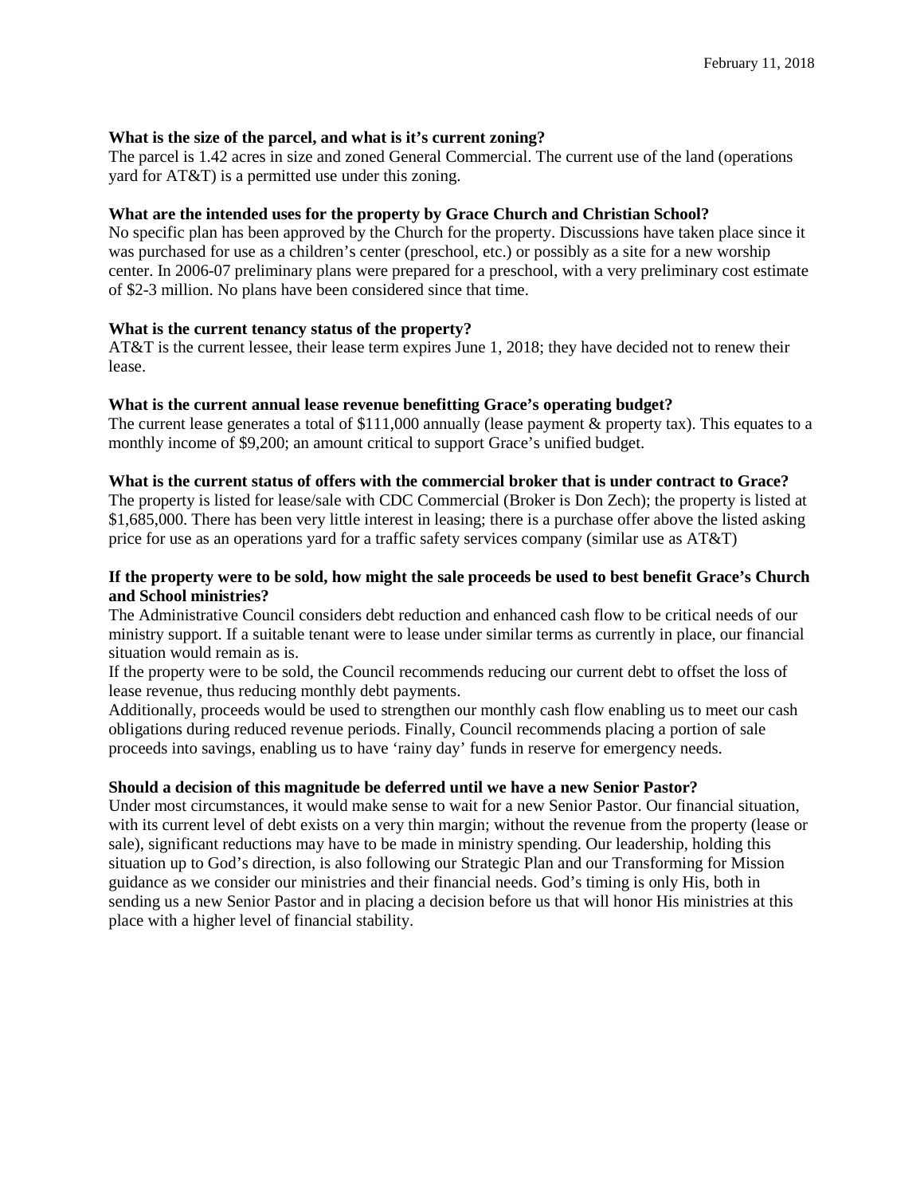February 11, 2018

**What is the size of the parcel, and what is it's current zoning?**
The parcel is 1.42 acres in size and zoned General Commercial. The current use of the land (operations yard for AT&T) is a permitted use under this zoning.

**What are the intended uses for the property by Grace Church and Christian School?**
No specific plan has been approved by the Church for the property. Discussions have taken place since it was purchased for use as a children's center (preschool, etc.) or possibly as a site for a new worship center. In 2006-07 preliminary plans were prepared for a preschool, with a very preliminary cost estimate of $2-3 million. No plans have been considered since that time.

**What is the current tenancy status of the property?**
AT&T is the current lessee, their lease term expires June 1, 2018; they have decided not to renew their lease.

**What is the current annual lease revenue benefitting Grace's operating budget?**
The current lease generates a total of $111,000 annually (lease payment & property tax). This equates to a monthly income of $9,200; an amount critical to support Grace's unified budget.

**What is the current status of offers with the commercial broker that is under contract to Grace?**
The property is listed for lease/sale with CDC Commercial (Broker is Don Zech); the property is listed at $1,685,000. There has been very little interest in leasing; there is a purchase offer above the listed asking price for use as an operations yard for a traffic safety services company (similar use as AT&T)

**If the property were to be sold, how might the sale proceeds be used to best benefit Grace's Church and School ministries?**
The Administrative Council considers debt reduction and enhanced cash flow to be critical needs of our ministry support. If a suitable tenant were to lease under similar terms as currently in place, our financial situation would remain as is.
If the property were to be sold, the Council recommends reducing our current debt to offset the loss of lease revenue, thus reducing monthly debt payments.
Additionally, proceeds would be used to strengthen our monthly cash flow enabling us to meet our cash obligations during reduced revenue periods. Finally, Council recommends placing a portion of sale proceeds into savings, enabling us to have 'rainy day' funds in reserve for emergency needs.

**Should a decision of this magnitude be deferred until we have a new Senior Pastor?**
Under most circumstances, it would make sense to wait for a new Senior Pastor. Our financial situation, with its current level of debt exists on a very thin margin; without the revenue from the property (lease or sale), significant reductions may have to be made in ministry spending. Our leadership, holding this situation up to God's direction, is also following our Strategic Plan and our Transforming for Mission guidance as we consider our ministries and their financial needs. God's timing is only His, both in sending us a new Senior Pastor and in placing a decision before us that will honor His ministries at this place with a higher level of financial stability.